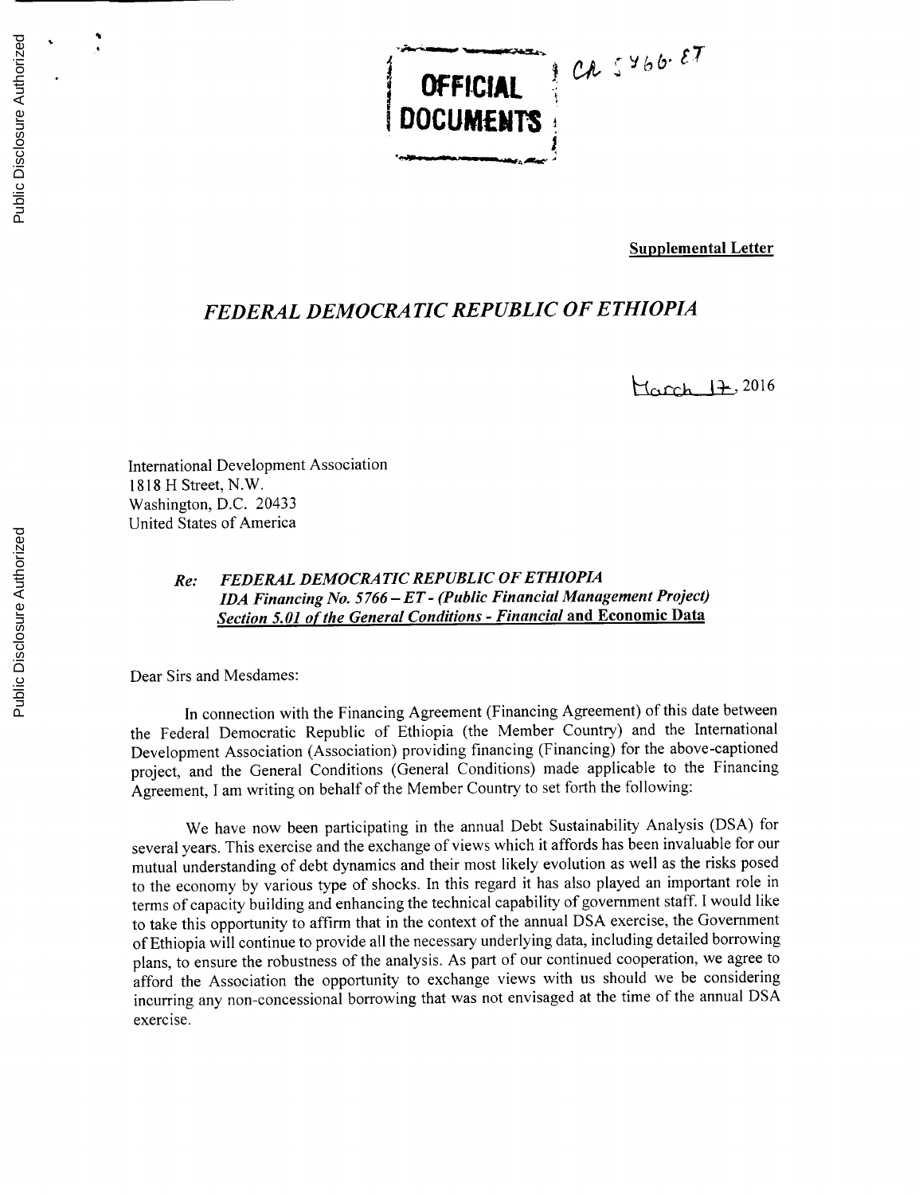**OFFICIAL DOCUMENTS**

CR 5766-ET

**Supplemental Letter**

## *FEDERAL DEMOCRATIC REPUBLIC OF ETHIOPIA*

March 17, 2016

International Development Association
1818 H Street, N.W.
Washington, D.C. 20433
United States of America

*Re: FEDERAL DEMOCRATIC REPUBLIC OF ETHIOPIA*
*IDA Financing No. 5766 – ET - (Public Financial Management Project)*
*Section 5.01 of the General Conditions - Financial* **and Economic Data**

Dear Sirs and Mesdames:

In connection with the Financing Agreement (Financing Agreement) of this date between the Federal Democratic Republic of Ethiopia (the Member Country) and the International Development Association (Association) providing financing (Financing) for the above-captioned project, and the General Conditions (General Conditions) made applicable to the Financing Agreement, I am writing on behalf of the Member Country to set forth the following:

We have now been participating in the annual Debt Sustainability Analysis (DSA) for several years. This exercise and the exchange of views which it affords has been invaluable for our mutual understanding of debt dynamics and their most likely evolution as well as the risks posed to the economy by various type of shocks. In this regard it has also played an important role in terms of capacity building and enhancing the technical capability of government staff. I would like to take this opportunity to affirm that in the context of the annual DSA exercise, the Government of Ethiopia will continue to provide all the necessary underlying data, including detailed borrowing plans, to ensure the robustness of the analysis. As part of our continued cooperation, we agree to afford the Association the opportunity to exchange views with us should we be considering incurring any non-concessional borrowing that was not envisaged at the time of the annual DSA exercise.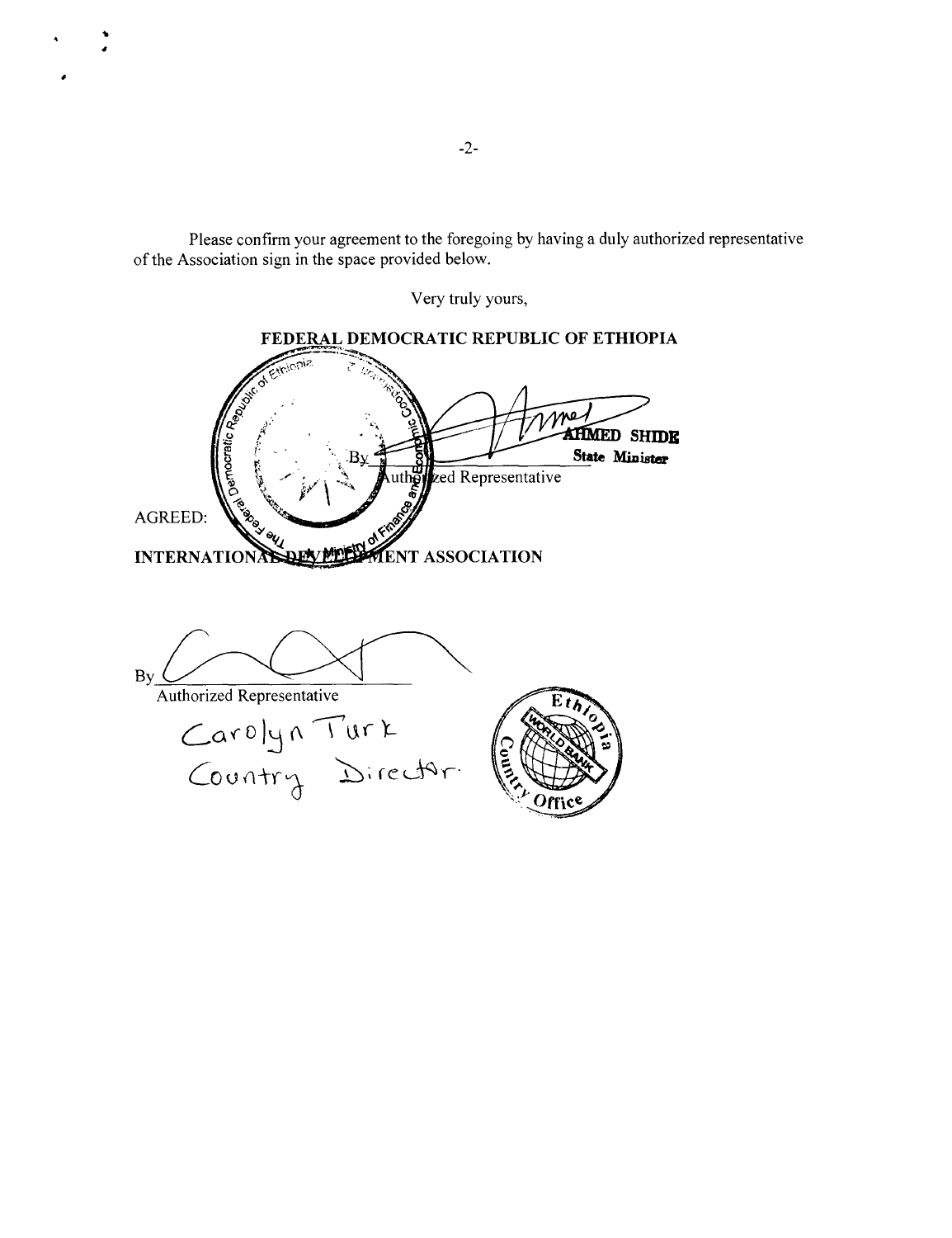Please confirm your agreement to the foregoing by having a duly authorized representative of the Association sign in the space provided below.

Very truly yours,

**FEDERAL DEMOCRATIC REPUBLIC OF ETHIOPIA**

By ______________________
Authorized Representative

**AHMED SHIDE**
**State Minister**

AGREED:

**INTERNATIONAL DEVELOPMENT ASSOCIATION**

By ______________________
Authorized Representative

Carolyn Turk
Country Director